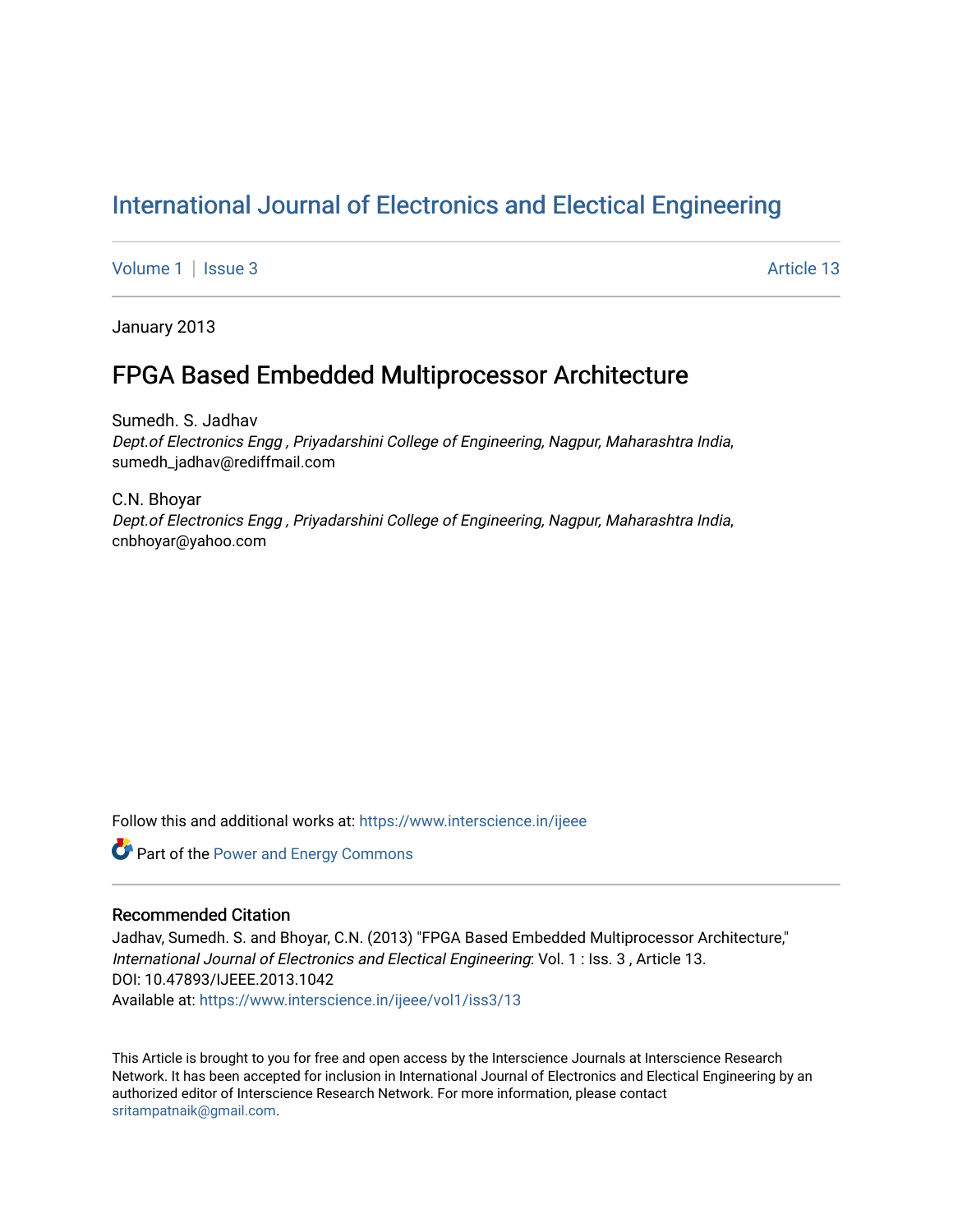# International Journal of Electronics and Electical Engineering

Volume 1 | Issue 3 Article 13

January 2013

## FPGA Based Embedded Multiprocessor Architecture

Sumedh. S. Jadhav
*Dept.of Electronics Engg , Priyadarshini College of Engineering, Nagpur, Maharashtra India*, sumedh_jadhav@rediffmail.com

C.N. Bhoyar
*Dept.of Electronics Engg , Priyadarshini College of Engineering, Nagpur, Maharashtra India*, cnbhoyar@yahoo.com

Follow this and additional works at: https://www.interscience.in/ijeee

Part of the Power and Energy Commons

### Recommended Citation

Jadhav, Sumedh. S. and Bhoyar, C.N. (2013) "FPGA Based Embedded Multiprocessor Architecture," *International Journal of Electronics and Electical Engineering*: Vol. 1 : Iss. 3 , Article 13.
DOI: 10.47893/IJEEE.2013.1042
Available at: https://www.interscience.in/ijeee/vol1/iss3/13

This Article is brought to you for free and open access by the Interscience Journals at Interscience Research Network. It has been accepted for inclusion in International Journal of Electronics and Electical Engineering by an authorized editor of Interscience Research Network. For more information, please contact sritampatnaik@gmail.com.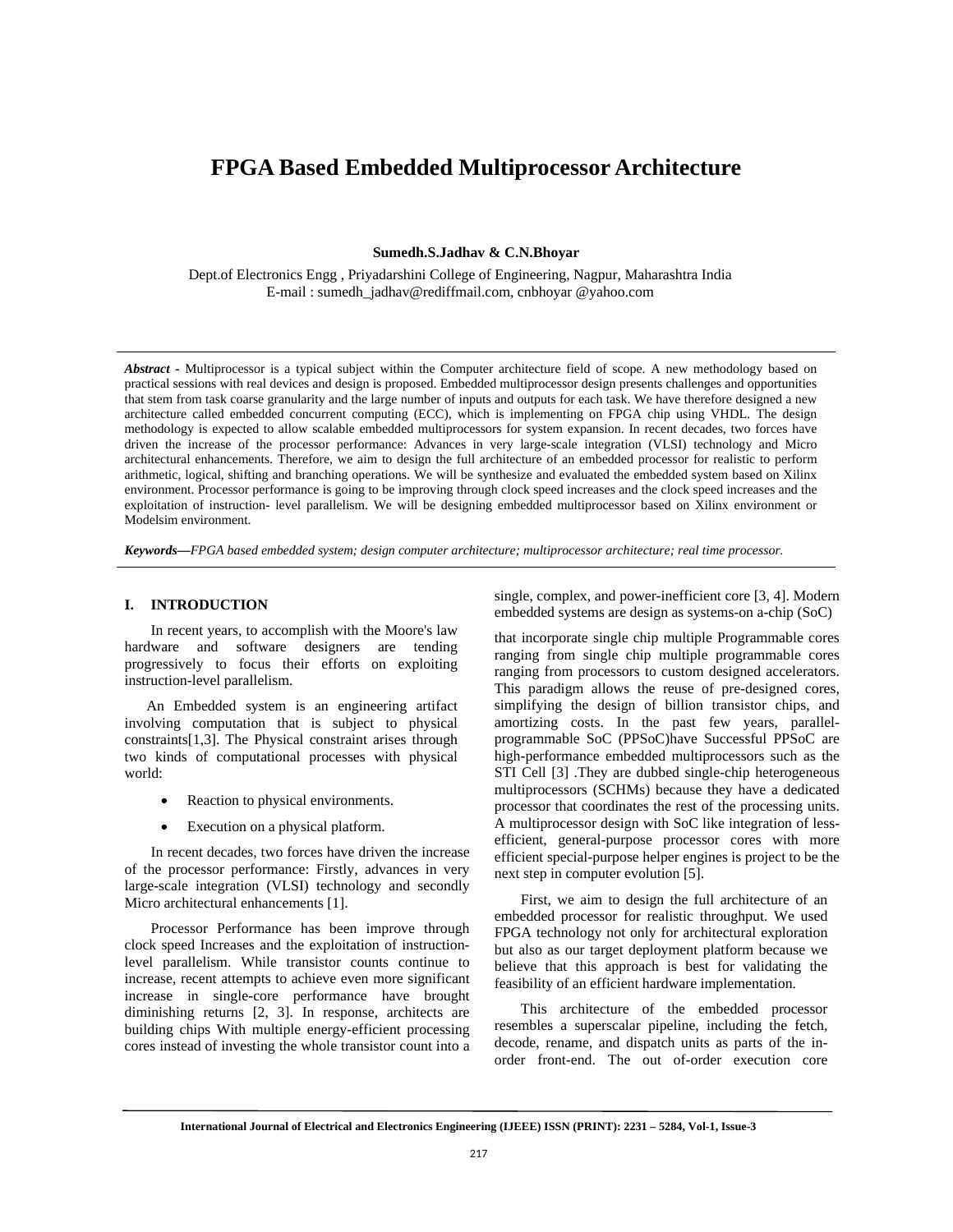# FPGA Based Embedded Multiprocessor Architecture

**Sumedh.S.Jadhav & C.N.Bhoyar**

Dept.of Electronics Engg , Priyadarshini College of Engineering, Nagpur, Maharashtra India
E-mail : sumedh_jadhav@rediffmail.com, cnbhoyar @yahoo.com

***Abstract -*** Multiprocessor is a typical subject within the Computer architecture field of scope. A new methodology based on practical sessions with real devices and design is proposed. Embedded multiprocessor design presents challenges and opportunities that stem from task coarse granularity and the large number of inputs and outputs for each task. We have therefore designed a new architecture called embedded concurrent computing (ECC), which is implementing on FPGA chip using VHDL. The design methodology is expected to allow scalable embedded multiprocessors for system expansion. In recent decades, two forces have driven the increase of the processor performance: Advances in very large-scale integration (VLSI) technology and Micro architectural enhancements. Therefore, we aim to design the full architecture of an embedded processor for realistic to perform arithmetic, logical, shifting and branching operations. We will be synthesize and evaluated the embedded system based on Xilinx environment. Processor performance is going to be improving through clock speed increases and the clock speed increases and the exploitation of instruction- level parallelism. We will be designing embedded multiprocessor based on Xilinx environment or Modelsim environment.

***Keywords—****FPGA based embedded system; design computer architecture; multiprocessor architecture; real time processor.*

## I. INTRODUCTION

In recent years, to accomplish with the Moore's law hardware and software designers are tending progressively to focus their efforts on exploiting instruction-level parallelism.

An Embedded system is an engineering artifact involving computation that is subject to physical constraints[1,3]. The Physical constraint arises through two kinds of computational processes with physical world:

- Reaction to physical environments.
- Execution on a physical platform.

In recent decades, two forces have driven the increase of the processor performance: Firstly, advances in very large-scale integration (VLSI) technology and secondly Micro architectural enhancements [1].

Processor Performance has been improve through clock speed Increases and the exploitation of instruction-level parallelism. While transistor counts continue to increase, recent attempts to achieve even more significant increase in single-core performance have brought diminishing returns [2, 3]. In response, architects are building chips With multiple energy-efficient processing cores instead of investing the whole transistor count into a single, complex, and power-inefficient core [3, 4]. Modern embedded systems are design as systems-on a-chip (SoC) that incorporate single chip multiple Programmable cores ranging from single chip multiple programmable cores ranging from processors to custom designed accelerators. This paradigm allows the reuse of pre-designed cores, simplifying the design of billion transistor chips, and amortizing costs. In the past few years, parallel-programmable SoC (PPSoC)have Successful PPSoC are high-performance embedded multiprocessors such as the STI Cell [3] .They are dubbed single-chip heterogeneous multiprocessors (SCHMs) because they have a dedicated processor that coordinates the rest of the processing units. A multiprocessor design with SoC like integration of less-efficient, general-purpose processor cores with more efficient special-purpose helper engines is project to be the next step in computer evolution [5].

First, we aim to design the full architecture of an embedded processor for realistic throughput. We used FPGA technology not only for architectural exploration but also as our target deployment platform because we believe that this approach is best for validating the feasibility of an efficient hardware implementation.

This architecture of the embedded processor resembles a superscalar pipeline, including the fetch, decode, rename, and dispatch units as parts of the in-order front-end. The out of-order execution core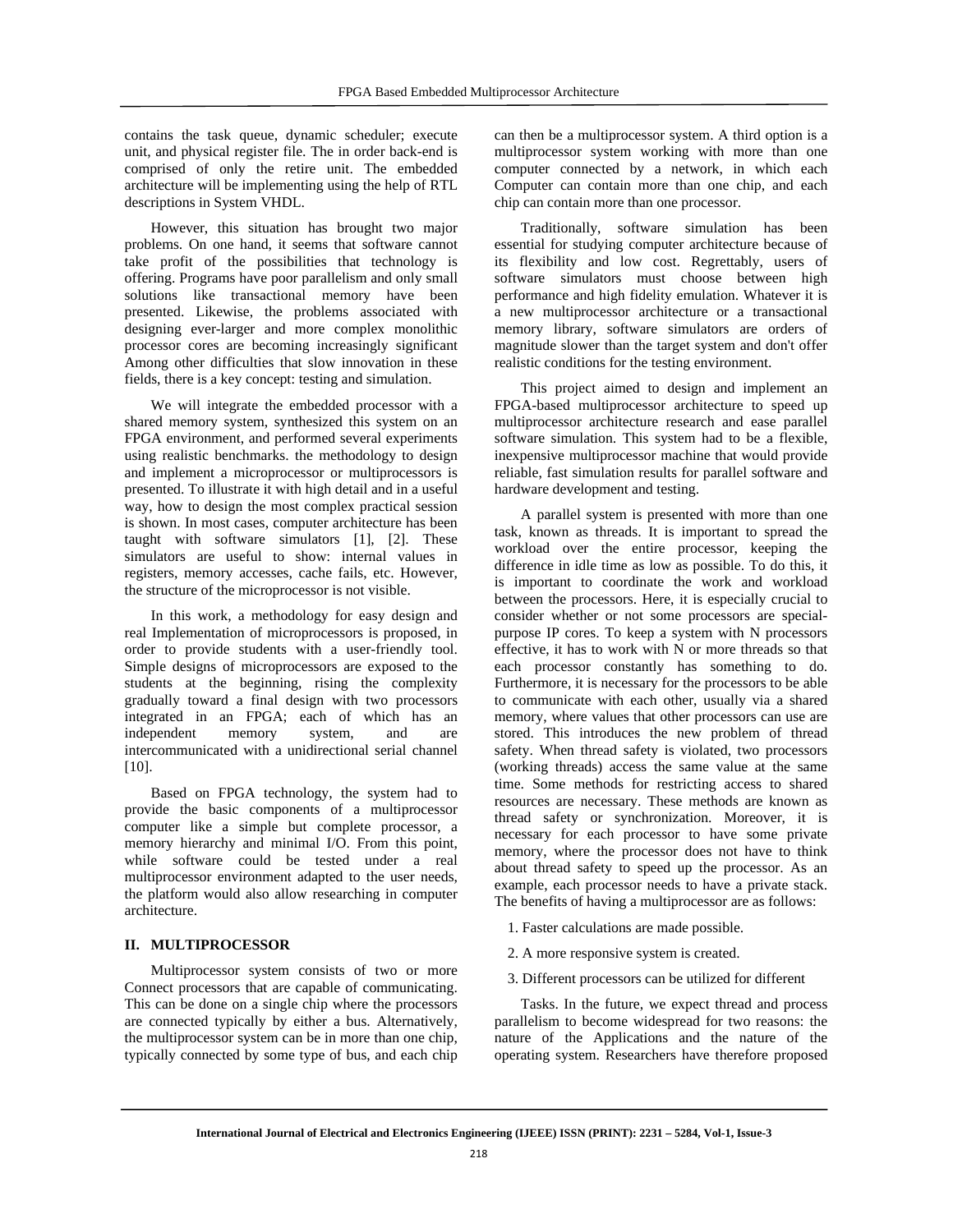contains the task queue, dynamic scheduler; execute unit, and physical register file. The in order back-end is comprised of only the retire unit. The embedded architecture will be implementing using the help of RTL descriptions in System VHDL.

However, this situation has brought two major problems. On one hand, it seems that software cannot take profit of the possibilities that technology is offering. Programs have poor parallelism and only small solutions like transactional memory have been presented. Likewise, the problems associated with designing ever-larger and more complex monolithic processor cores are becoming increasingly significant Among other difficulties that slow innovation in these fields, there is a key concept: testing and simulation.

We will integrate the embedded processor with a shared memory system, synthesized this system on an FPGA environment, and performed several experiments using realistic benchmarks. the methodology to design and implement a microprocessor or multiprocessors is presented. To illustrate it with high detail and in a useful way, how to design the most complex practical session is shown. In most cases, computer architecture has been taught with software simulators [1], [2]. These simulators are useful to show: internal values in registers, memory accesses, cache fails, etc. However, the structure of the microprocessor is not visible.

In this work, a methodology for easy design and real Implementation of microprocessors is proposed, in order to provide students with a user-friendly tool. Simple designs of microprocessors are exposed to the students at the beginning, rising the complexity gradually toward a final design with two processors integrated in an FPGA; each of which has an independent memory system, and are intercommunicated with a unidirectional serial channel [10].

Based on FPGA technology, the system had to provide the basic components of a multiprocessor computer like a simple but complete processor, a memory hierarchy and minimal I/O. From this point, while software could be tested under a real multiprocessor environment adapted to the user needs, the platform would also allow researching in computer architecture.

## II. MULTIPROCESSOR

Multiprocessor system consists of two or more Connect processors that are capable of communicating. This can be done on a single chip where the processors are connected typically by either a bus. Alternatively, the multiprocessor system can be in more than one chip, typically connected by some type of bus, and each chip can then be a multiprocessor system. A third option is a multiprocessor system working with more than one computer connected by a network, in which each Computer can contain more than one chip, and each chip can contain more than one processor.

Traditionally, software simulation has been essential for studying computer architecture because of its flexibility and low cost. Regrettably, users of software simulators must choose between high performance and high fidelity emulation. Whatever it is a new multiprocessor architecture or a transactional memory library, software simulators are orders of magnitude slower than the target system and don't offer realistic conditions for the testing environment.

This project aimed to design and implement an FPGA-based multiprocessor architecture to speed up multiprocessor architecture research and ease parallel software simulation. This system had to be a flexible, inexpensive multiprocessor machine that would provide reliable, fast simulation results for parallel software and hardware development and testing.

A parallel system is presented with more than one task, known as threads. It is important to spread the workload over the entire processor, keeping the difference in idle time as low as possible. To do this, it is important to coordinate the work and workload between the processors. Here, it is especially crucial to consider whether or not some processors are special-purpose IP cores. To keep a system with N processors effective, it has to work with N or more threads so that each processor constantly has something to do. Furthermore, it is necessary for the processors to be able to communicate with each other, usually via a shared memory, where values that other processors can use are stored. This introduces the new problem of thread safety. When thread safety is violated, two processors (working threads) access the same value at the same time. Some methods for restricting access to shared resources are necessary. These methods are known as thread safety or synchronization. Moreover, it is necessary for each processor to have some private memory, where the processor does not have to think about thread safety to speed up the processor. As an example, each processor needs to have a private stack. The benefits of having a multiprocessor are as follows:

1. Faster calculations are made possible.
2. A more responsive system is created.
3. Different processors can be utilized for different

Tasks. In the future, we expect thread and process parallelism to become widespread for two reasons: the nature of the Applications and the nature of the operating system. Researchers have therefore proposed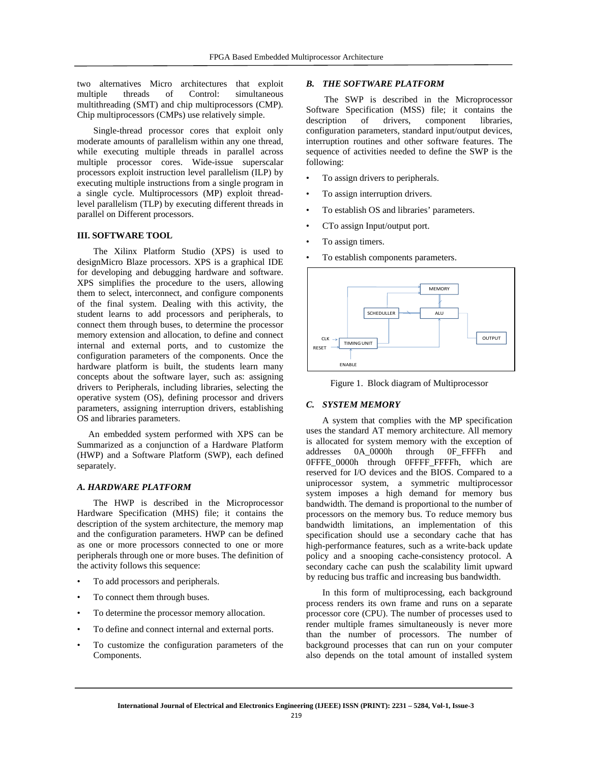two alternatives Micro architectures that exploit multiple threads of Control: simultaneous multithreading (SMT) and chip multiprocessors (CMP). Chip multiprocessors (CMPs) use relatively simple.

Single-thread processor cores that exploit only moderate amounts of parallelism within any one thread, while executing multiple threads in parallel across multiple processor cores. Wide-issue superscalar processors exploit instruction level parallelism (ILP) by executing multiple instructions from a single program in a single cycle. Multiprocessors (MP) exploit thread-level parallelism (TLP) by executing different threads in parallel on Different processors.

## III. SOFTWARE TOOL

The Xilinx Platform Studio (XPS) is used to designMicro Blaze processors. XPS is a graphical IDE for developing and debugging hardware and software. XPS simplifies the procedure to the users, allowing them to select, interconnect, and configure components of the final system. Dealing with this activity, the student learns to add processors and peripherals, to connect them through buses, to determine the processor memory extension and allocation, to define and connect internal and external ports, and to customize the configuration parameters of the components. Once the hardware platform is built, the students learn many concepts about the software layer, such as: assigning drivers to Peripherals, including libraries, selecting the operative system (OS), defining processor and drivers parameters, assigning interruption drivers, establishing OS and libraries parameters.

An embedded system performed with XPS can be Summarized as a conjunction of a Hardware Platform (HWP) and a Software Platform (SWP), each defined separately.

### *A. HARDWARE PLATFORM*

The HWP is described in the Microprocessor Hardware Specification (MHS) file; it contains the description of the system architecture, the memory map and the configuration parameters. HWP can be defined as one or more processors connected to one or more peripherals through one or more buses. The definition of the activity follows this sequence:

- To add processors and peripherals.
- To connect them through buses.
- To determine the processor memory allocation.
- To define and connect internal and external ports.
- To customize the configuration parameters of the Components.

### *B. THE SOFTWARE PLATFORM*

The SWP is described in the Microprocessor Software Specification (MSS) file; it contains the description of drivers, component libraries, configuration parameters, standard input/output devices, interruption routines and other software features. The sequence of activities needed to define the SWP is the following:

- To assign drivers to peripherals.
- To assign interruption drivers.
- To establish OS and libraries' parameters.
- CTo assign Input/output port.
- To assign timers.
- To establish components parameters.

MEMORY

SCHEDULLER ALU

CLK OUTPUT

RESET TIMING UNIT

ENABLE

Figure 1. Block diagram of Multiprocessor

### *C. SYSTEM MEMORY*

A system that complies with the MP specification uses the standard AT memory architecture. All memory is allocated for system memory with the exception of addresses 0A_0000h through 0F_FFFFh and 0FFFE_0000h through 0FFFF_FFFFh, which are reserved for I/O devices and the BIOS. Compared to a uniprocessor system, a symmetric multiprocessor system imposes a high demand for memory bus bandwidth. The demand is proportional to the number of processors on the memory bus. To reduce memory bus bandwidth limitations, an implementation of this specification should use a secondary cache that has high-performance features, such as a write-back update policy and a snooping cache-consistency protocol. A secondary cache can push the scalability limit upward by reducing bus traffic and increasing bus bandwidth.

In this form of multiprocessing, each background process renders its own frame and runs on a separate processor core (CPU). The number of processes used to render multiple frames simultaneously is never more than the number of processors. The number of background processes that can run on your computer also depends on the total amount of installed system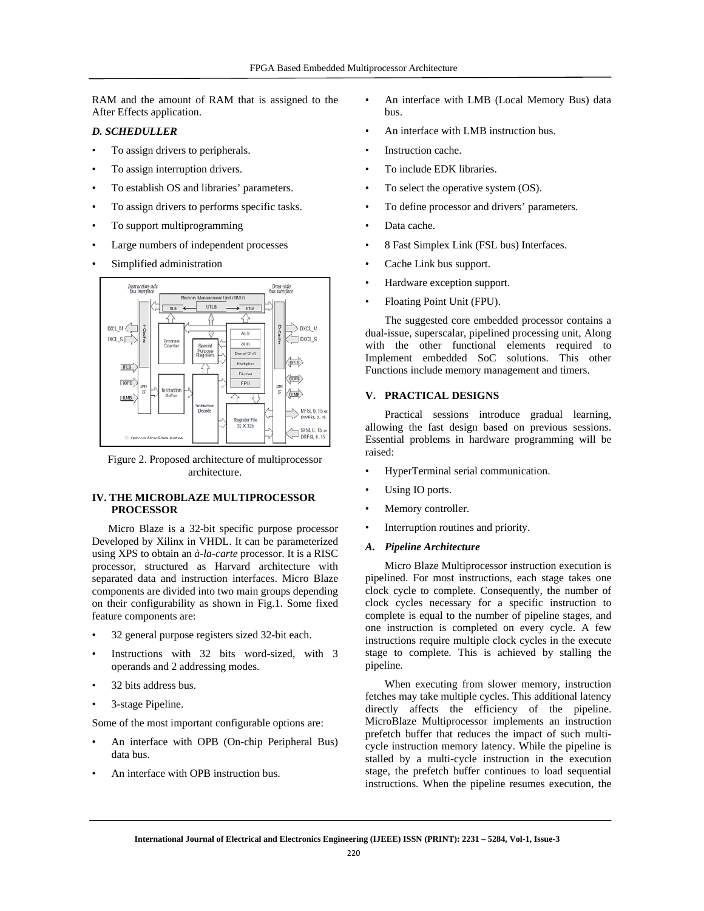RAM and the amount of RAM that is assigned to the After Effects application.

### *D. SCHEDULLER*

- To assign drivers to peripherals.
- To assign interruption drivers.
- To establish OS and libraries' parameters.
- To assign drivers to performs specific tasks.
- To support multiprogramming
- Large numbers of independent processes
- Simplified administration

Figure 2. Proposed architecture of multiprocessor architecture.

## IV. THE MICROBLAZE MULTIPROCESSOR PROCESSOR

Micro Blaze is a 32-bit specific purpose processor Developed by Xilinx in VHDL. It can be parameterized using XPS to obtain an *à-la-carte* processor. It is a RISC processor, structured as Harvard architecture with separated data and instruction interfaces. Micro Blaze components are divided into two main groups depending on their configurability as shown in Fig.1. Some fixed feature components are:

- 32 general purpose registers sized 32-bit each.
- Instructions with 32 bits word-sized, with 3 operands and 2 addressing modes.
- 32 bits address bus.
- 3-stage Pipeline.

Some of the most important configurable options are:

- An interface with OPB (On-chip Peripheral Bus) data bus.
- An interface with OPB instruction bus.
- An interface with LMB (Local Memory Bus) data bus.
- An interface with LMB instruction bus.
- Instruction cache.
- To include EDK libraries.
- To select the operative system (OS).
- To define processor and drivers' parameters.
- Data cache.
- 8 Fast Simplex Link (FSL bus) Interfaces.
- Cache Link bus support.
- Hardware exception support.
- Floating Point Unit (FPU).

The suggested core embedded processor contains a dual-issue, superscalar, pipelined processing unit, Along with the other functional elements required to Implement embedded SoC solutions. This other Functions include memory management and timers.

## V. PRACTICAL DESIGNS

Practical sessions introduce gradual learning, allowing the fast design based on previous sessions. Essential problems in hardware programming will be raised:

- HyperTerminal serial communication.
- Using IO ports.
- Memory controller.
- Interruption routines and priority.

### *A. Pipeline Architecture*

Micro Blaze Multiprocessor instruction execution is pipelined. For most instructions, each stage takes one clock cycle to complete. Consequently, the number of clock cycles necessary for a specific instruction to complete is equal to the number of pipeline stages, and one instruction is completed on every cycle. A few instructions require multiple clock cycles in the execute stage to complete. This is achieved by stalling the pipeline.

When executing from slower memory, instruction fetches may take multiple cycles. This additional latency directly affects the efficiency of the pipeline. MicroBlaze Multiprocessor implements an instruction prefetch buffer that reduces the impact of such multi-cycle instruction memory latency. While the pipeline is stalled by a multi-cycle instruction in the execution stage, the prefetch buffer continues to load sequential instructions. When the pipeline resumes execution, the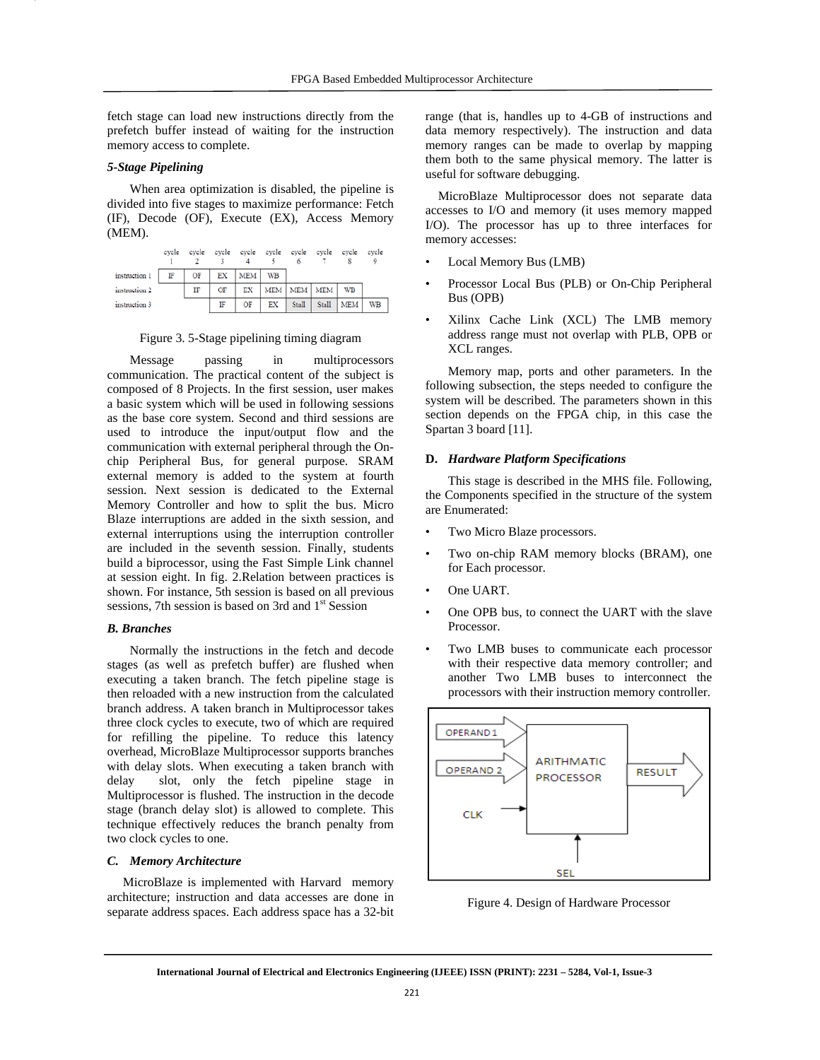fetch stage can load new instructions directly from the prefetch buffer instead of waiting for the instruction memory access to complete.

***5-Stage Pipelining***

When area optimization is disabled, the pipeline is divided into five stages to maximize performance: Fetch (IF), Decode (OF), Execute (EX), Access Memory (MEM).

| | cycle 1 | cycle 2 | cycle 3 | cycle 4 | cycle 5 | cycle 6 | cycle 7 | cycle 8 | cycle 9 |
|---|---|---|---|---|---|---|---|---|---|
| instruction 1 | IF | OF | EX | MEM | WB | | | | |
| instruction 2 | | IF | OF | EX | MEM | MEM | MEM | WB | |
| instruction 3 | | | IF | OF | EX | Stall | Stall | MEM | WB |

Figure 3. 5-Stage pipelining timing diagram

Message passing in multiprocessors communication. The practical content of the subject is composed of 8 Projects. In the first session, user makes a basic system which will be used in following sessions as the base core system. Second and third sessions are used to introduce the input/output flow and the communication with external peripheral through the On-chip Peripheral Bus, for general purpose. SRAM external memory is added to the system at fourth session. Next session is dedicated to the External Memory Controller and how to split the bus. Micro Blaze interruptions are added in the sixth session, and external interruptions using the interruption controller are included in the seventh session. Finally, students build a biprocessor, using the Fast Simple Link channel at session eight. In fig. 2.Relation between practices is shown. For instance, 5th session is based on all previous sessions, 7th session is based on 3rd and 1st Session

***B. Branches***

Normally the instructions in the fetch and decode stages (as well as prefetch buffer) are flushed when executing a taken branch. The fetch pipeline stage is then reloaded with a new instruction from the calculated branch address. A taken branch in Multiprocessor takes three clock cycles to execute, two of which are required for refilling the pipeline. To reduce this latency overhead, MicroBlaze Multiprocessor supports branches with delay slots. When executing a taken branch with delay slot, only the fetch pipeline stage in Multiprocessor is flushed. The instruction in the decode stage (branch delay slot) is allowed to complete. This technique effectively reduces the branch penalty from two clock cycles to one.

***C. Memory Architecture***

MicroBlaze is implemented with Harvard memory architecture; instruction and data accesses are done in separate address spaces. Each address space has a 32-bit range (that is, handles up to 4-GB of instructions and data memory respectively). The instruction and data memory ranges can be made to overlap by mapping them both to the same physical memory. The latter is useful for software debugging.

MicroBlaze Multiprocessor does not separate data accesses to I/O and memory (it uses memory mapped I/O). The processor has up to three interfaces for memory accesses:

- Local Memory Bus (LMB)
- Processor Local Bus (PLB) or On-Chip Peripheral Bus (OPB)
- Xilinx Cache Link (XCL) The LMB memory address range must not overlap with PLB, OPB or XCL ranges.

Memory map, ports and other parameters. In the following subsection, the steps needed to configure the system will be described. The parameters shown in this section depends on the FPGA chip, in this case the Spartan 3 board [11].

**D. *Hardware Platform Specifications***

This stage is described in the MHS file. Following, the Components specified in the structure of the system are Enumerated:

- Two Micro Blaze processors.
- Two on-chip RAM memory blocks (BRAM), one for Each processor.
- One UART.
- One OPB bus, to connect the UART with the slave Processor.
- Two LMB buses to communicate each processor with their respective data memory controller; and another Two LMB buses to interconnect the processors with their instruction memory controller.

OPERAND 1 · OPERAND 2 · CLK · ARITHMATIC PROCESSOR · RESULT · SEL

Figure 4. Design of Hardware Processor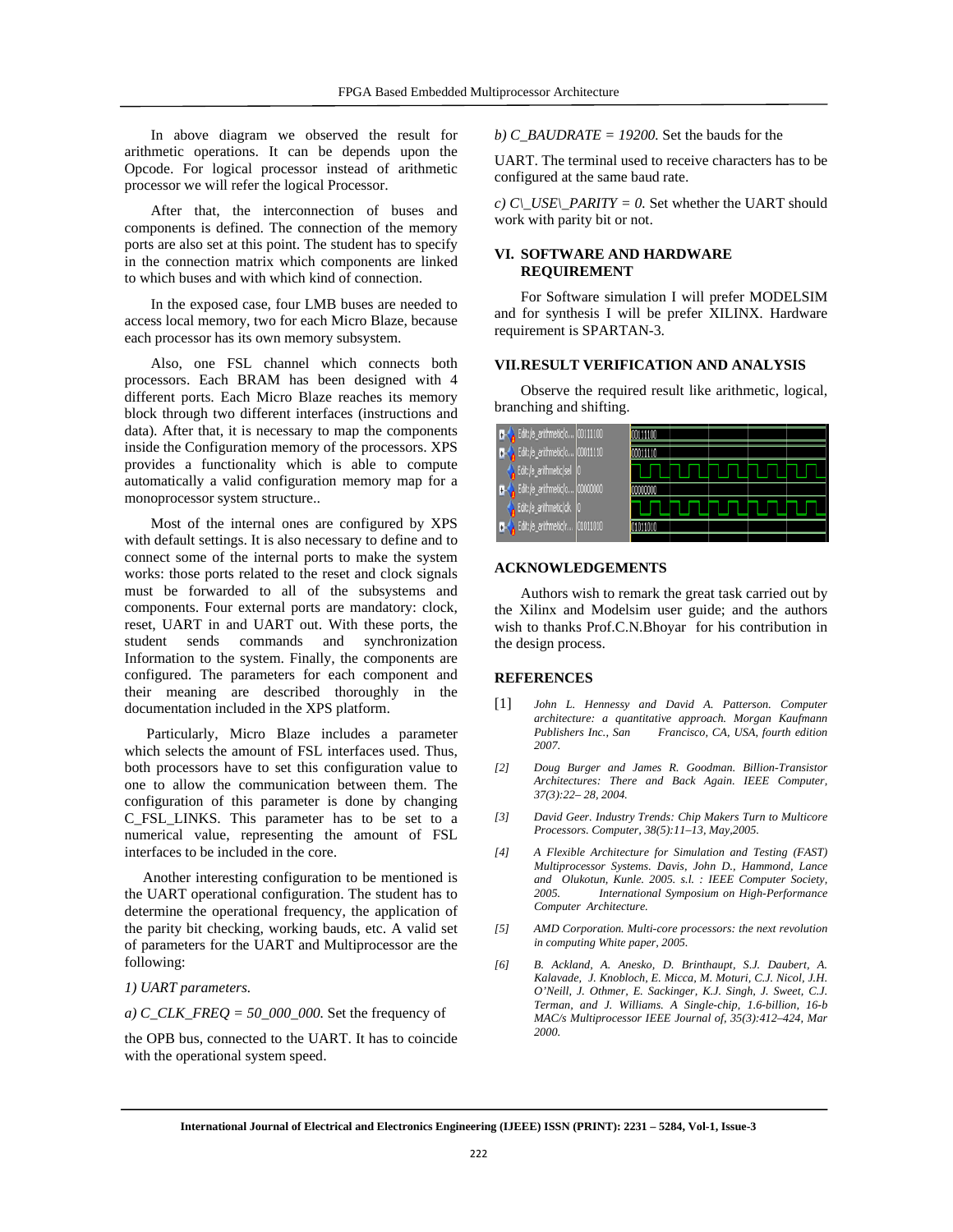In above diagram we observed the result for arithmetic operations. It can be depends upon the Opcode. For logical processor instead of arithmetic processor we will refer the logical Processor.

After that, the interconnection of buses and components is defined. The connection of the memory ports are also set at this point. The student has to specify in the connection matrix which components are linked to which buses and with which kind of connection.

In the exposed case, four LMB buses are needed to access local memory, two for each Micro Blaze, because each processor has its own memory subsystem.

Also, one FSL channel which connects both processors. Each BRAM has been designed with 4 different ports. Each Micro Blaze reaches its memory block through two different interfaces (instructions and data). After that, it is necessary to map the components inside the Configuration memory of the processors. XPS provides a functionality which is able to compute automatically a valid configuration memory map for a monoprocessor system structure..

Most of the internal ones are configured by XPS with default settings. It is also necessary to define and to connect some of the internal ports to make the system works: those ports related to the reset and clock signals must be forwarded to all of the subsystems and components. Four external ports are mandatory: clock, reset, UART in and UART out. With these ports, the student sends commands and synchronization Information to the system. Finally, the components are configured. The parameters for each component and their meaning are described thoroughly in the documentation included in the XPS platform.

Particularly, Micro Blaze includes a parameter which selects the amount of FSL interfaces used. Thus, both processors have to set this configuration value to one to allow the communication between them. The configuration of this parameter is done by changing C_FSL_LINKS. This parameter has to be set to a numerical value, representing the amount of FSL interfaces to be included in the core.

Another interesting configuration to be mentioned is the UART operational configuration. The student has to determine the operational frequency, the application of the parity bit checking, working bauds, etc. A valid set of parameters for the UART and Multiprocessor are the following:

*1) UART parameters.*

*a) C_CLK_FREQ = 50_000_000.* Set the frequency of the OPB bus, connected to the UART. It has to coincide with the operational system speed.

*b) C_BAUDRATE = 19200.* Set the bauds for the UART. The terminal used to receive characters has to be configured at the same baud rate.

*c) C\_USE\_PARITY = 0.* Set whether the UART should work with parity bit or not.

## VI. SOFTWARE AND HARDWARE REQUIREMENT

For Software simulation I will prefer MODELSIM and for synthesis I will be prefer XILINX. Hardware requirement is SPARTAN-3.

## VII. RESULT VERIFICATION AND ANALYSIS

Observe the required result like arithmetic, logical, branching and shifting.

## ACKNOWLEDGEMENTS

Authors wish to remark the great task carried out by the Xilinx and Modelsim user guide; and the authors wish to thanks Prof.C.N.Bhoyar for his contribution in the design process.

## REFERENCES

[1] *John L. Hennessy and David A. Patterson. Computer architecture: a quantitative approach. Morgan Kaufmann Publishers Inc., San Francisco, CA, USA, fourth edition 2007.*

[2] *Doug Burger and James R. Goodman. Billion-Transistor Architectures: There and Back Again. IEEE Computer, 37(3):22– 28, 2004.*

[3] *David Geer. Industry Trends: Chip Makers Turn to Multicore Processors. Computer, 38(5):11–13, May,2005.*

[4] *A Flexible Architecture for Simulation and Testing (FAST) Multiprocessor Systems. Davis, John D., Hammond, Lance and Olukotun, Kunle. 2005. s.l. : IEEE Computer Society, 2005. International Symposium on High-Performance Computer Architecture.*

[5] *AMD Corporation. Multi-core processors: the next revolution in computing White paper, 2005.*

[6] *B. Ackland, A. Anesko, D. Brinthaupt, S.J. Daubert, A. Kalavade, J. Knobloch, E. Micca, M. Moturi, C.J. Nicol, J.H. O'Neill, J. Othmer, E. Sackinger, K.J. Singh, J. Sweet, C.J. Terman, and J. Williams. A Single-chip, 1.6-billion, 16-b MAC/s Multiprocessor IEEE Journal of, 35(3):412–424, Mar 2000.*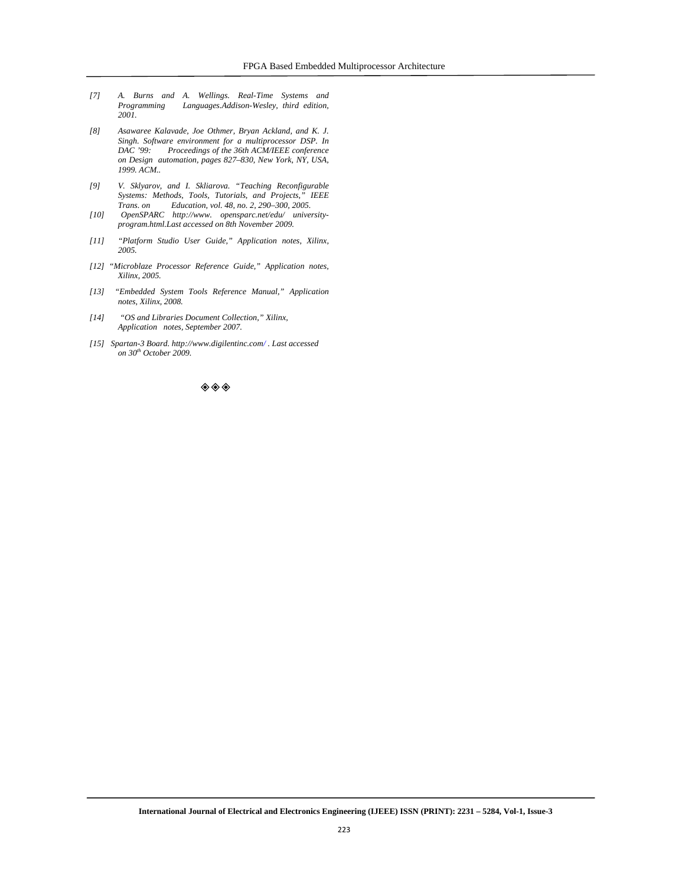*[7] A. Burns and A. Wellings. Real-Time Systems and Programming Languages.Addison-Wesley, third edition, 2001.*

*[8] Asawaree Kalavade, Joe Othmer, Bryan Ackland, and K. J. Singh. Software environment for a multiprocessor DSP. In DAC '99: Proceedings of the 36th ACM/IEEE conference on Design automation, pages 827–830, New York, NY, USA, 1999. ACM..*

*[9] V. Sklyarov, and I. Skliarova. "Teaching Reconfigurable Systems: Methods, Tools, Tutorials, and Projects," IEEE Trans. on Education, vol. 48, no. 2, 290–300, 2005.*

*[10] OpenSPARC http://www. opensparc.net/edu/ university-program.html.Last accessed on 8th November 2009.*

*[11] "Platform Studio User Guide," Application notes, Xilinx, 2005.*

*[12] "Microblaze Processor Reference Guide," Application notes, Xilinx, 2005.*

*[13] "Embedded System Tools Reference Manual," Application notes, Xilinx, 2008.*

*[14] "OS and Libraries Document Collection," Xilinx, Application notes, September 2007.*

*[15] Spartan-3 Board. http://www.digilentinc.com/ . Last accessed on 30th October 2009.*

◈◈◈